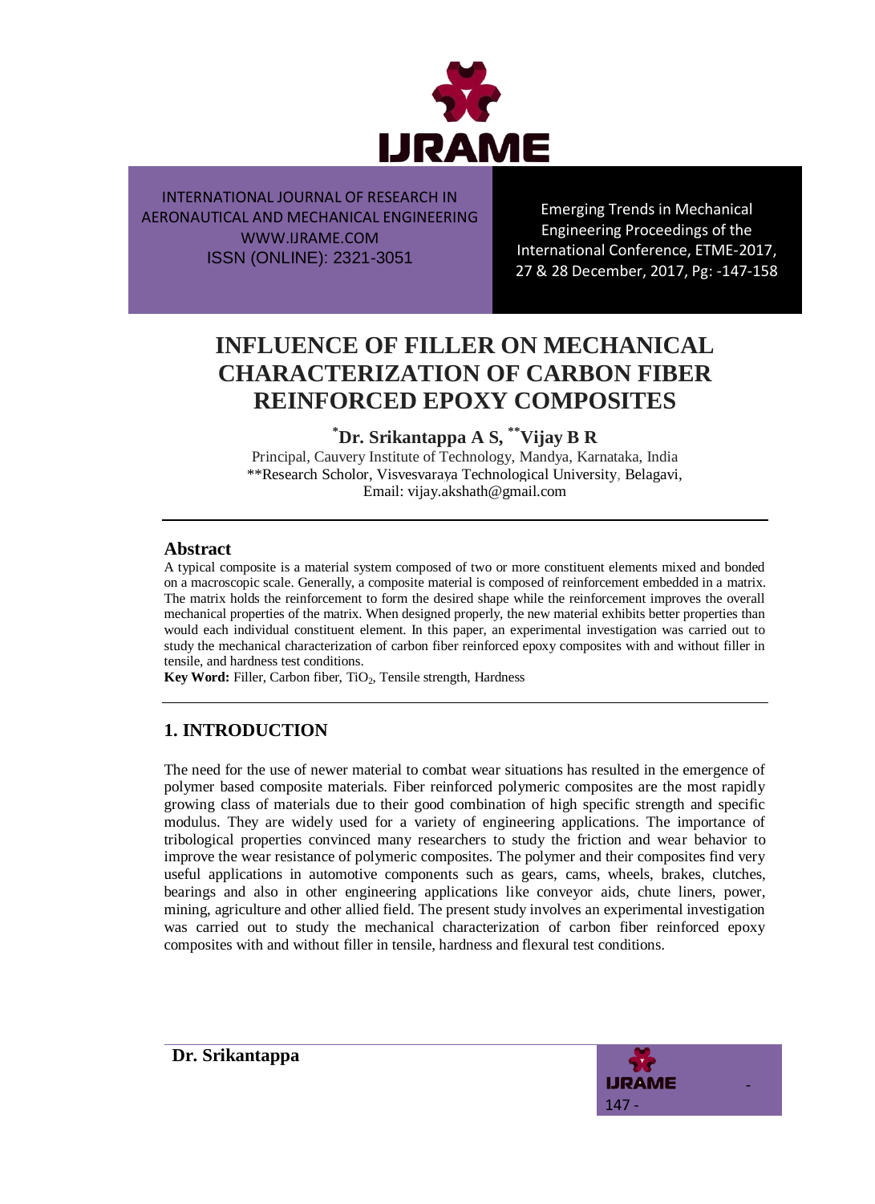# INFLUENCE OF FILLER ON MECHANICAL CHARACTERIZATION OF CARBON FIBER REINFORCED EPOXY COMPOSITES

**[*]Dr. Srikantappa A S, [**]Vijay B R**

Principal, Cauvery Institute of Technology, Mandya, Karnataka, India
**Research Scholor, Visvesvaraya Technological University, Belagavi,
Email: vijay.akshath@gmail.com

## Abstract

A typical composite is a material system composed of two or more constituent elements mixed and bonded on a macroscopic scale. Generally, a composite material is composed of reinforcement embedded in a matrix. The matrix holds the reinforcement to form the desired shape while the reinforcement improves the overall mechanical properties of the matrix. When designed properly, the new material exhibits better properties than would each individual constituent element. In this paper, an experimental investigation was carried out to study the mechanical characterization of carbon fiber reinforced epoxy composites with and without filler in tensile, and hardness test conditions.

**Key Word:** Filler, Carbon fiber, $TiO_2$, Tensile strength, Hardness

## 1. INTRODUCTION

The need for the use of newer material to combat wear situations has resulted in the emergence of polymer based composite materials. Fiber reinforced polymeric composites are the most rapidly growing class of materials due to their good combination of high specific strength and specific modulus. They are widely used for a variety of engineering applications. The importance of tribological properties convinced many researchers to study the friction and wear behavior to improve the wear resistance of polymeric composites. The polymer and their composites find very useful applications in automotive components such as gears, cams, wheels, brakes, clutches, bearings and also in other engineering applications like conveyor aids, chute liners, power, mining, agriculture and other allied field. The present study involves an experimental investigation was carried out to study the mechanical characterization of carbon fiber reinforced epoxy composites with and without filler in tensile, hardness and flexural test conditions.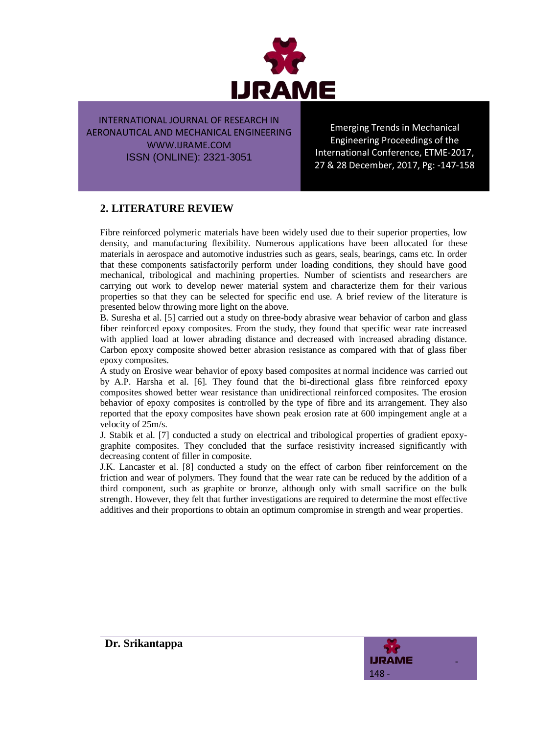## 2. LITERATURE REVIEW

Fibre reinforced polymeric materials have been widely used due to their superior properties, low density, and manufacturing flexibility. Numerous applications have been allocated for these materials in aerospace and automotive industries such as gears, seals, bearings, cams etc. In order that these components satisfactorily perform under loading conditions, they should have good mechanical, tribological and machining properties. Number of scientists and researchers are carrying out work to develop newer material system and characterize them for their various properties so that they can be selected for specific end use. A brief review of the literature is presented below throwing more light on the above.

B. Suresha et al. [5] carried out a study on three-body abrasive wear behavior of carbon and glass fiber reinforced epoxy composites. From the study, they found that specific wear rate increased with applied load at lower abrading distance and decreased with increased abrading distance. Carbon epoxy composite showed better abrasion resistance as compared with that of glass fiber epoxy composites.

A study on Erosive wear behavior of epoxy based composites at normal incidence was carried out by A.P. Harsha et al. [6]. They found that the bi-directional glass fibre reinforced epoxy composites showed better wear resistance than unidirectional reinforced composites. The erosion behavior of epoxy composites is controlled by the type of fibre and its arrangement. They also reported that the epoxy composites have shown peak erosion rate at 600 impingement angle at a velocity of 25m/s.

J. Stabik et al. [7] conducted a study on electrical and tribological properties of gradient epoxy-graphite composites. They concluded that the surface resistivity increased significantly with decreasing content of filler in composite.

J.K. Lancaster et al. [8] conducted a study on the effect of carbon fiber reinforcement on the friction and wear of polymers. They found that the wear rate can be reduced by the addition of a third component, such as graphite or bronze, although only with small sacrifice on the bulk strength. However, they felt that further investigations are required to determine the most effective additives and their proportions to obtain an optimum compromise in strength and wear properties.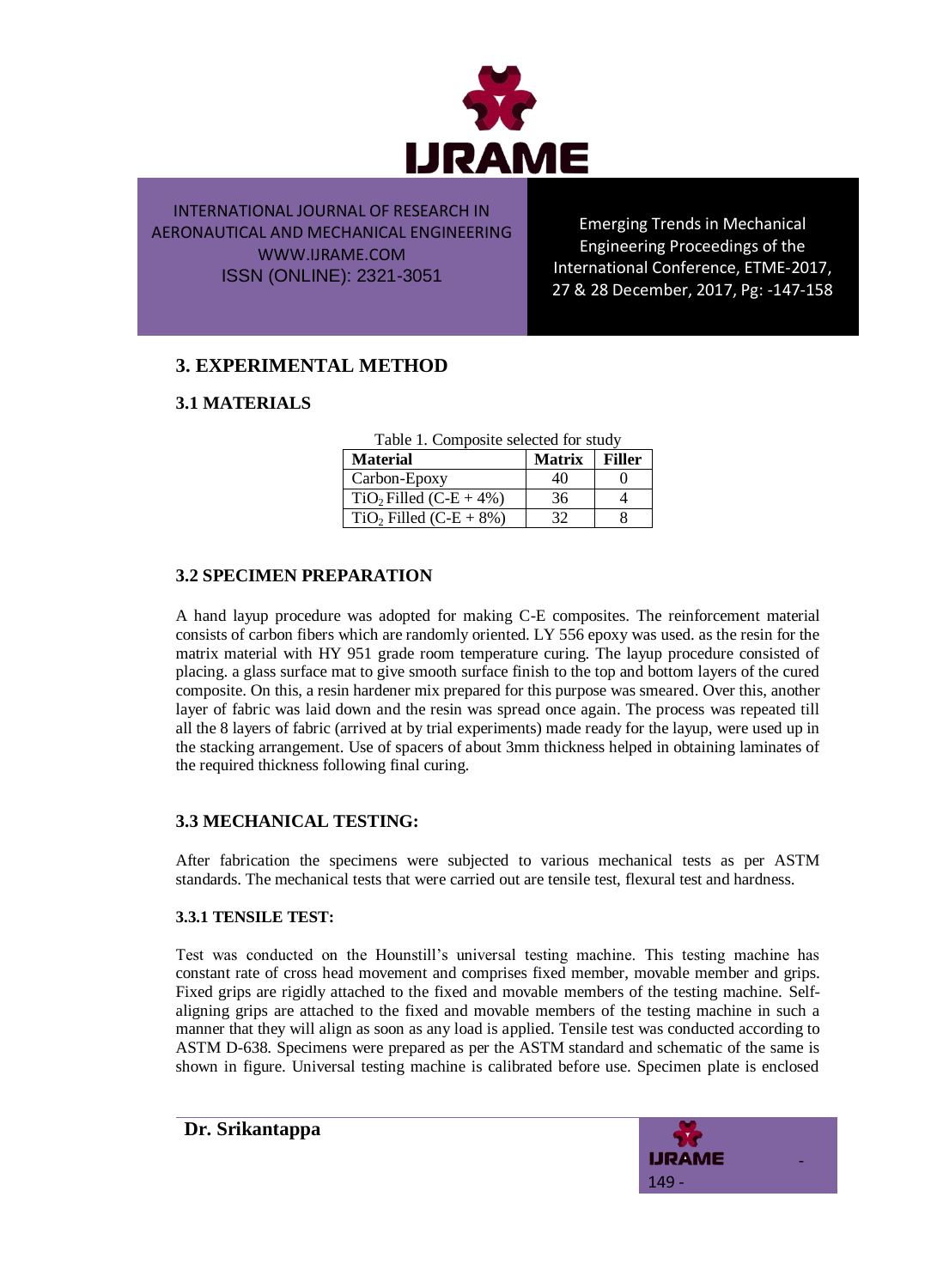## 3. EXPERIMENTAL METHOD

### 3.1 MATERIALS

Table 1. Composite selected for study

| Material | Matrix | Filler |
|---|---|---|
| Carbon-Epoxy | 40 | 0 |
| $TiO_2$ Filled (C-E + 4%) | 36 | 4 |
| $TiO_2$ Filled (C-E + 8%) | 32 | 8 |

### 3.2 SPECIMEN PREPARATION

A hand layup procedure was adopted for making C-E composites. The reinforcement material consists of carbon fibers which are randomly oriented. LY 556 epoxy was used. as the resin for the matrix material with HY 951 grade room temperature curing. The layup procedure consisted of placing. a glass surface mat to give smooth surface finish to the top and bottom layers of the cured composite. On this, a resin hardener mix prepared for this purpose was smeared. Over this, another layer of fabric was laid down and the resin was spread once again. The process was repeated till all the 8 layers of fabric (arrived at by trial experiments) made ready for the layup, were used up in the stacking arrangement. Use of spacers of about 3mm thickness helped in obtaining laminates of the required thickness following final curing.

### 3.3 MECHANICAL TESTING:

After fabrication the specimens were subjected to various mechanical tests as per ASTM standards. The mechanical tests that were carried out are tensile test, flexural test and hardness.

#### 3.3.1 TENSILE TEST:

Test was conducted on the Hounstill's universal testing machine. This testing machine has constant rate of cross head movement and comprises fixed member, movable member and grips. Fixed grips are rigidly attached to the fixed and movable members of the testing machine. Self-aligning grips are attached to the fixed and movable members of the testing machine in such a manner that they will align as soon as any load is applied. Tensile test was conducted according to ASTM D-638. Specimens were prepared as per the ASTM standard and schematic of the same is shown in figure. Universal testing machine is calibrated before use. Specimen plate is enclosed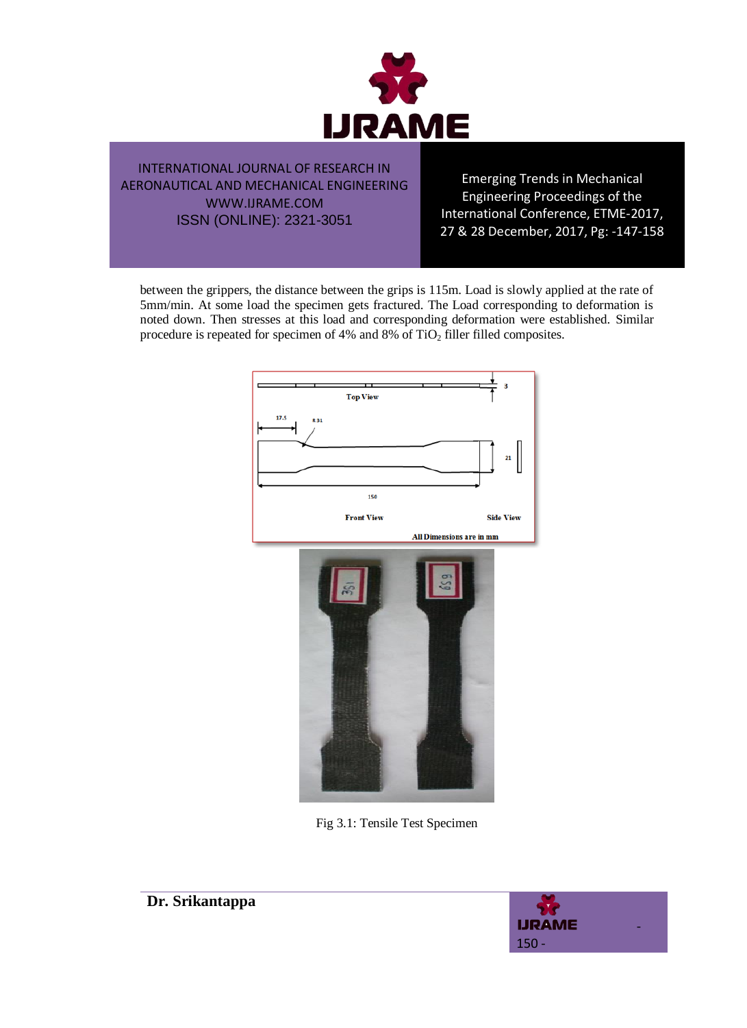between the grippers, the distance between the grips is 115m. Load is slowly applied at the rate of 5mm/min. At some load the specimen gets fractured. The Load corresponding to deformation is noted down. Then stresses at this load and corresponding deformation were established. Similar procedure is repeated for specimen of 4% and 8% of $TiO_2$ filler filled composites.

Fig 3.1: Tensile Test Specimen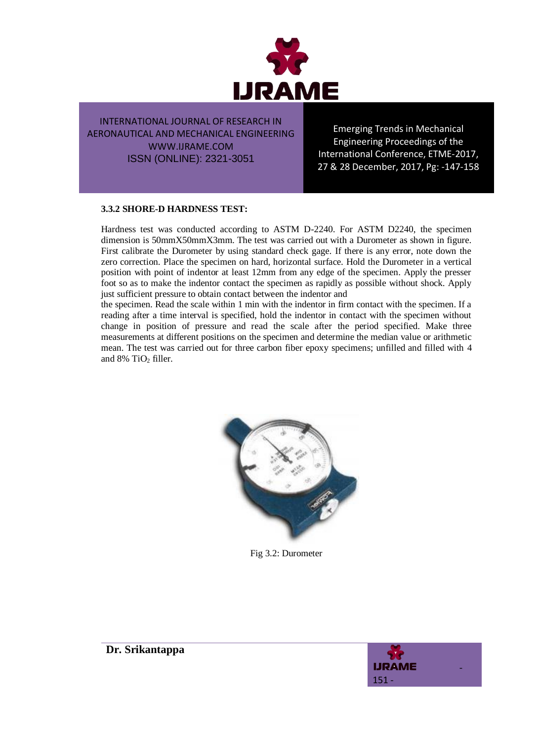### 3.3.2 SHORE-D HARDNESS TEST:

Hardness test was conducted according to ASTM D-2240. For ASTM D2240, the specimen dimension is 50mmX50mmX3mm. The test was carried out with a Durometer as shown in figure. First calibrate the Durometer by using standard check gage. If there is any error, note down the zero correction. Place the specimen on hard, horizontal surface. Hold the Durometer in a vertical position with point of indentor at least 12mm from any edge of the specimen. Apply the presser foot so as to make the indentor contact the specimen as rapidly as possible without shock. Apply just sufficient pressure to obtain contact between the indentor and

the specimen. Read the scale within 1 min with the indentor in firm contact with the specimen. If a reading after a time interval is specified, hold the indentor in contact with the specimen without change in position of pressure and read the scale after the period specified. Make three measurements at different positions on the specimen and determine the median value or arithmetic mean. The test was carried out for three carbon fiber epoxy specimens; unfilled and filled with 4 and 8% $TiO_2$ filler.

Fig 3.2: Durometer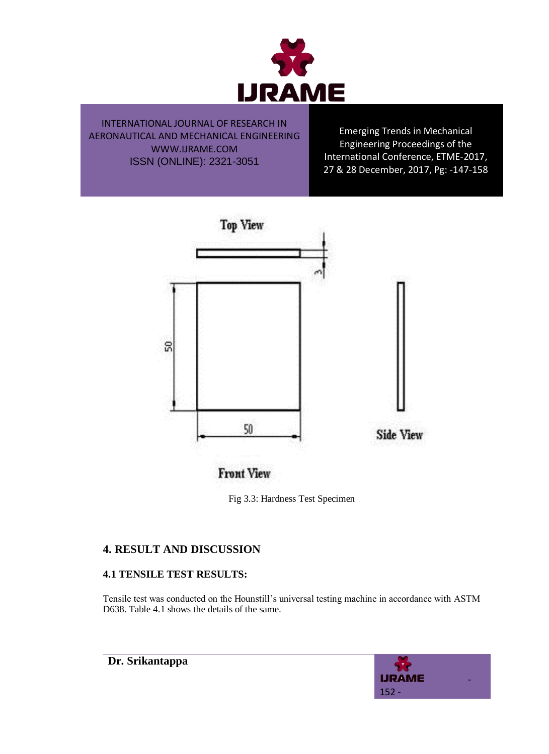Fig 3.3: Hardness Test Specimen

## 4. RESULT AND DISCUSSION

### 4.1 TENSILE TEST RESULTS:

Tensile test was conducted on the Hounstill's universal testing machine in accordance with ASTM D638. Table 4.1 shows the details of the same.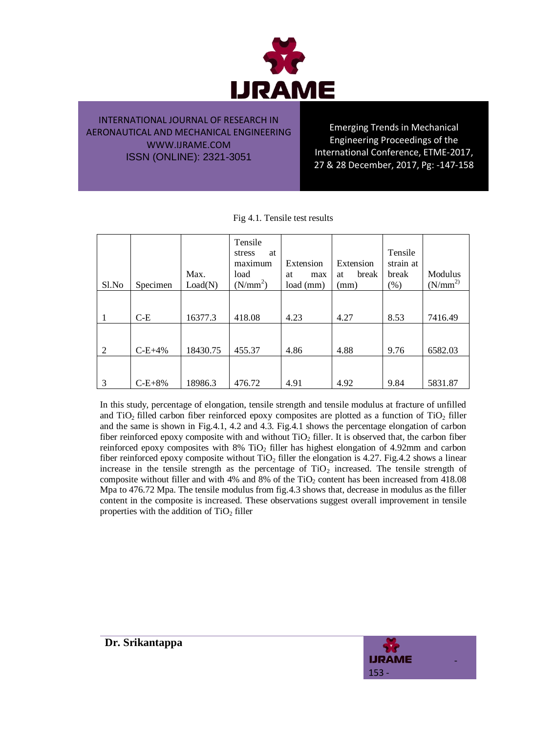Fig 4.1. Tensile test results

| Sl.No | Specimen | Max. Load(N) | Tensile stress at maximum load ($N/mm^2$) | Extension at max load (mm) | Extension at break (mm) | Tensile strain at break (%) | Modulus ($N/mm^2$) |
|---|---|---|---|---|---|---|---|
| 1 | C-E | 16377.3 | 418.08 | 4.23 | 4.27 | 8.53 | 7416.49 |
| 2 | C-E+4% | 18430.75 | 455.37 | 4.86 | 4.88 | 9.76 | 6582.03 |
| 3 | C-E+8% | 18986.3 | 476.72 | 4.91 | 4.92 | 9.84 | 5831.87 |

In this study, percentage of elongation, tensile strength and tensile modulus at fracture of unfilled and $TiO_2$ filled carbon fiber reinforced epoxy composites are plotted as a function of $TiO_2$ filler and the same is shown in Fig.4.1, 4.2 and 4.3. Fig.4.1 shows the percentage elongation of carbon fiber reinforced epoxy composite with and without $TiO_2$ filler. It is observed that, the carbon fiber reinforced epoxy composites with 8% $TiO_2$ filler has highest elongation of 4.92mm and carbon fiber reinforced epoxy composite without $TiO_2$ filler the elongation is 4.27. Fig.4.2 shows a linear increase in the tensile strength as the percentage of $TiO_2$ increased. The tensile strength of composite without filler and with 4% and 8% of the $TiO_2$ content has been increased from 418.08 Mpa to 476.72 Mpa. The tensile modulus from fig.4.3 shows that, decrease in modulus as the filler content in the composite is increased. These observations suggest overall improvement in tensile properties with the addition of $TiO_2$ filler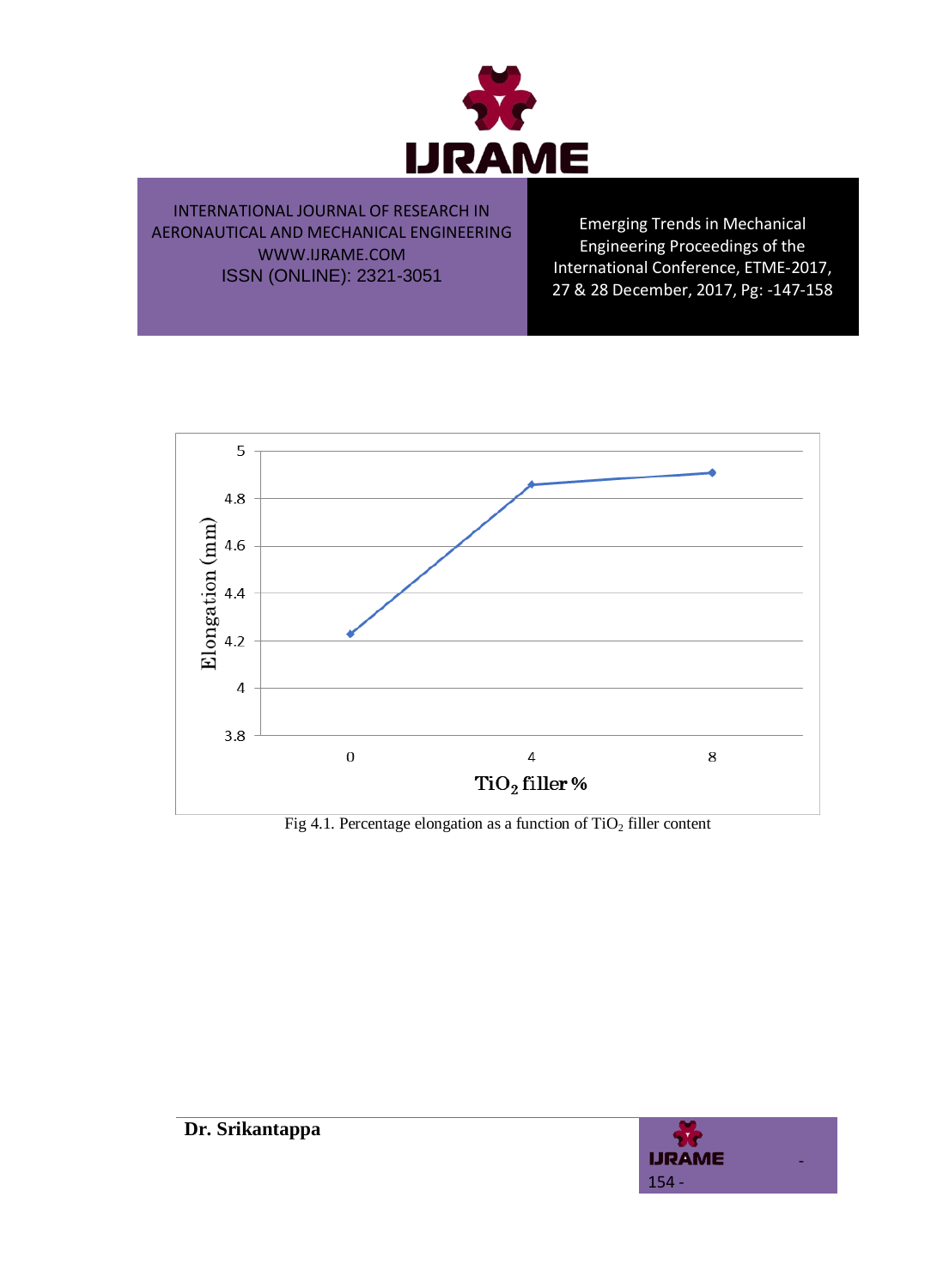Fig 4.1. Percentage elongation as a function of $TiO_2$ filler content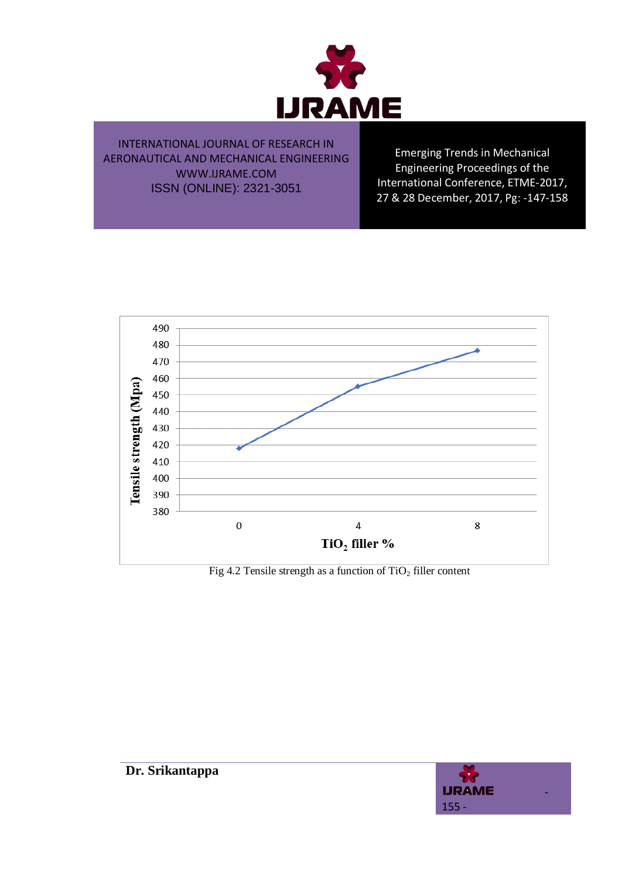Fig 4.2 Tensile strength as a function of $TiO_2$ filler content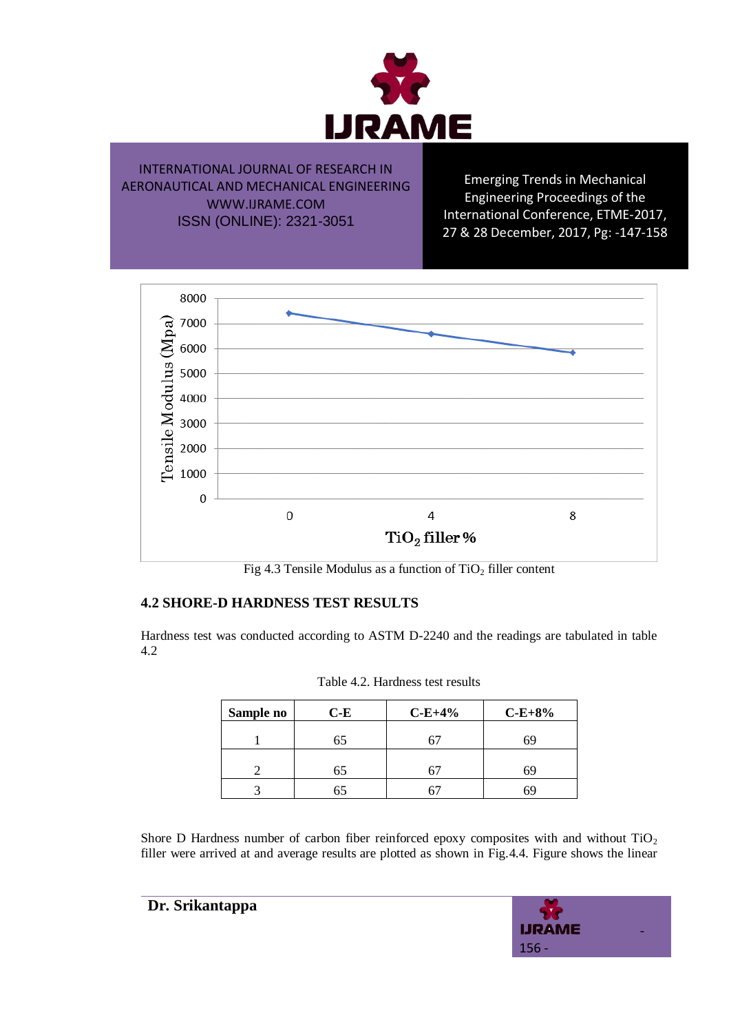Fig 4.3 Tensile Modulus as a function of $TiO_2$ filler content

## 4.2 SHORE-D HARDNESS TEST RESULTS

Hardness test was conducted according to ASTM D-2240 and the readings are tabulated in table 4.2

Table 4.2. Hardness test results

| Sample no | C-E | C-E+4% | C-E+8% |
|---|---|---|---|
| 1 | 65 | 67 | 69 |
| 2 | 65 | 67 | 69 |
| 3 | 65 | 67 | 69 |

Shore D Hardness number of carbon fiber reinforced epoxy composites with and without $TiO_2$ filler were arrived at and average results are plotted as shown in Fig.4.4. Figure shows the linear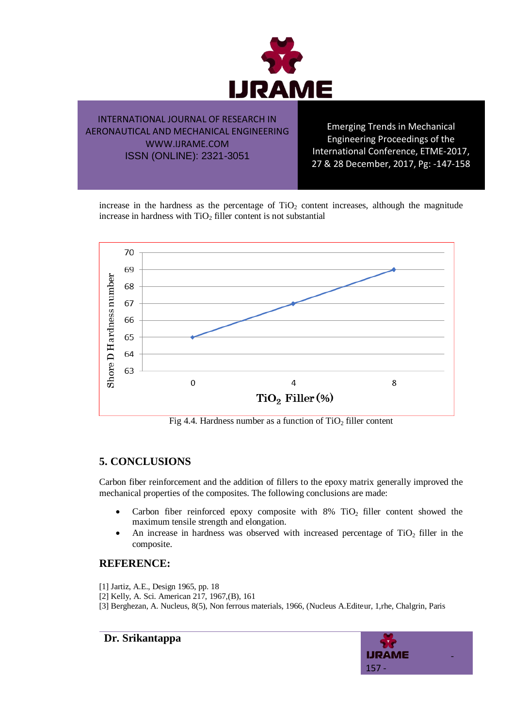increase in the hardness as the percentage of $TiO_2$ content increases, although the magnitude increase in hardness with $TiO_2$ filler content is not substantial

Fig 4.4. Hardness number as a function of $TiO_2$ filler content

## 5. CONCLUSIONS

Carbon fiber reinforcement and the addition of fillers to the epoxy matrix generally improved the mechanical properties of the composites. The following conclusions are made:

- Carbon fiber reinforced epoxy composite with 8% $TiO_2$ filler content showed the maximum tensile strength and elongation.
- An increase in hardness was observed with increased percentage of $TiO_2$ filler in the composite.

## REFERENCE:

[1] Jartiz, A.E., Design 1965, pp. 18
[2] Kelly, A. Sci. American 217, 1967,(B), 161
[3] Berghezan, A. Nucleus, 8(5), Non ferrous materials, 1966, (Nucleus A.Editeur, 1,rhe, Chalgrin, Paris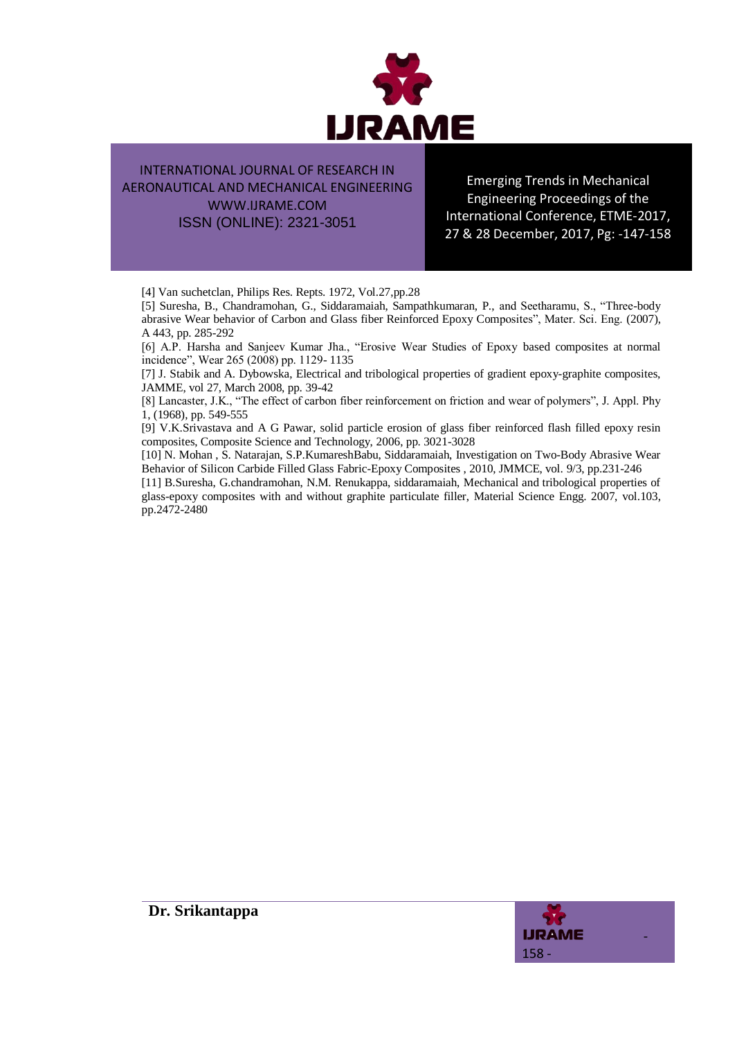[4] Van suchetclan, Philips Res. Repts. 1972, Vol.27,pp.28

[5] Suresha, B., Chandramohan, G., Siddaramaiah, Sampathkumaran, P., and Seetharamu, S., "Three-body abrasive Wear behavior of Carbon and Glass fiber Reinforced Epoxy Composites", Mater. Sci. Eng. (2007), A 443, pp. 285-292

[6] A.P. Harsha and Sanjeev Kumar Jha., "Erosive Wear Studies of Epoxy based composites at normal incidence", Wear 265 (2008) pp. 1129- 1135

[7] J. Stabik and A. Dybowska, Electrical and tribological properties of gradient epoxy-graphite composites, JAMME, vol 27, March 2008, pp. 39-42

[8] Lancaster, J.K., "The effect of carbon fiber reinforcement on friction and wear of polymers", J. Appl. Phy 1, (1968), pp. 549-555

[9] V.K.Srivastava and A G Pawar, solid particle erosion of glass fiber reinforced flash filled epoxy resin composites, Composite Science and Technology, 2006, pp. 3021-3028

[10] N. Mohan , S. Natarajan, S.P.KumareshBabu, Siddaramaiah, Investigation on Two-Body Abrasive Wear Behavior of Silicon Carbide Filled Glass Fabric-Epoxy Composites , 2010, JMMCE, vol. 9/3, pp.231-246

[11] B.Suresha, G.chandramohan, N.M. Renukappa, siddaramaiah, Mechanical and tribological properties of glass-epoxy composites with and without graphite particulate filler, Material Science Engg. 2007, vol.103, pp.2472-2480